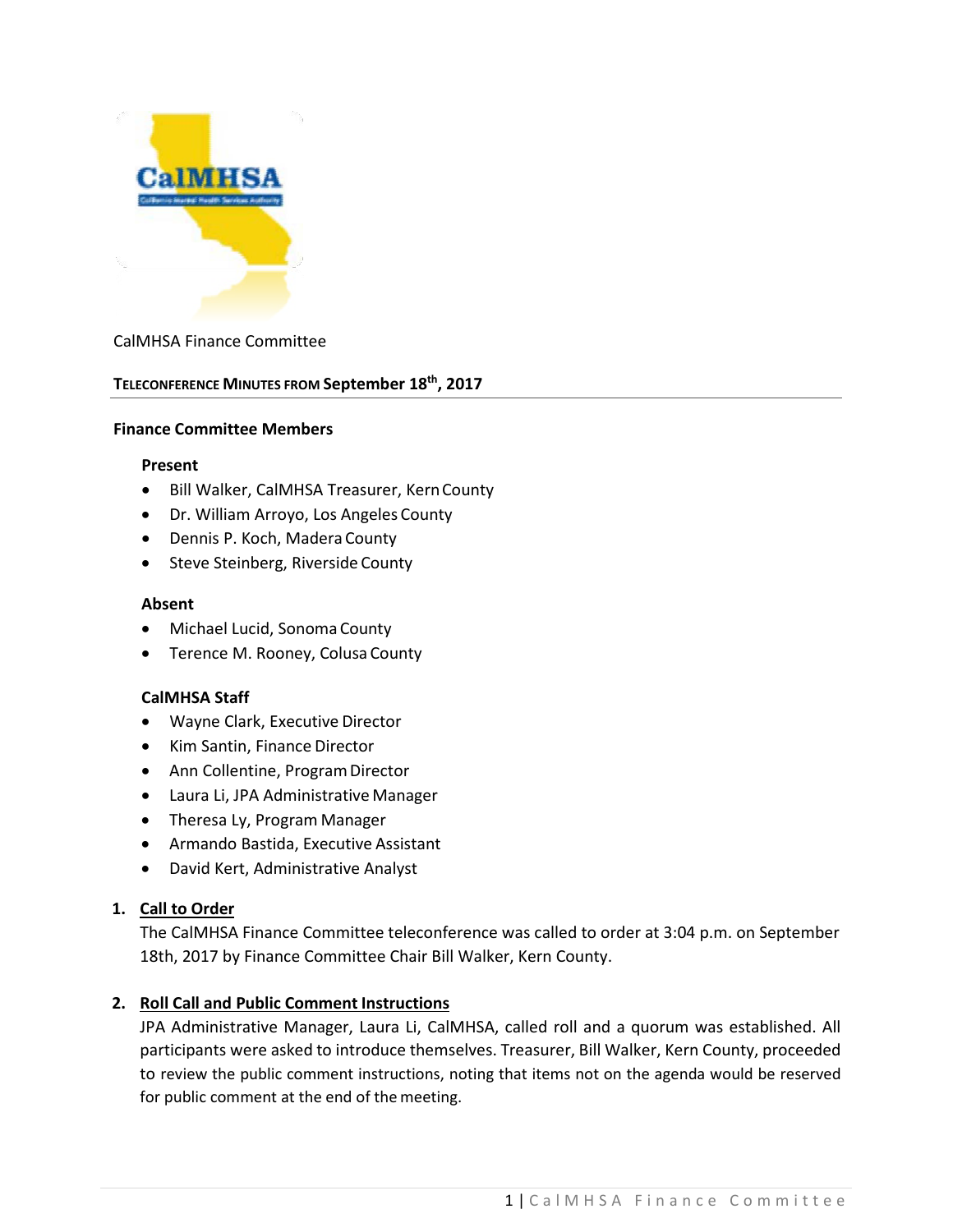CalMHSA Finance Committee

**TELECONFERENCE MINUTES FROM September 18th, 2017**

---

**Finance Committee Members**

**Present**

- Bill Walker, CalMHSA Treasurer, Kern County
- Dr. William Arroyo, Los Angeles County
- Dennis P. Koch, Madera County
- Steve Steinberg, Riverside County

**Absent**

- Michael Lucid, Sonoma County
- Terence M. Rooney, Colusa County

**CalMHSA Staff**

- Wayne Clark, Executive Director
- Kim Santin, Finance Director
- Ann Collentine, Program Director
- Laura Li, JPA Administrative Manager
- Theresa Ly, Program Manager
- Armando Bastida, Executive Assistant
- David Kert, Administrative Analyst

1. **Call to Order**

   The CalMHSA Finance Committee teleconference was called to order at 3:04 p.m. on September 18th, 2017 by Finance Committee Chair Bill Walker, Kern County.

2. **Roll Call and Public Comment Instructions**

   JPA Administrative Manager, Laura Li, CalMHSA, called roll and a quorum was established. All participants were asked to introduce themselves. Treasurer, Bill Walker, Kern County, proceeded to review the public comment instructions, noting that items not on the agenda would be reserved for public comment at the end of the meeting.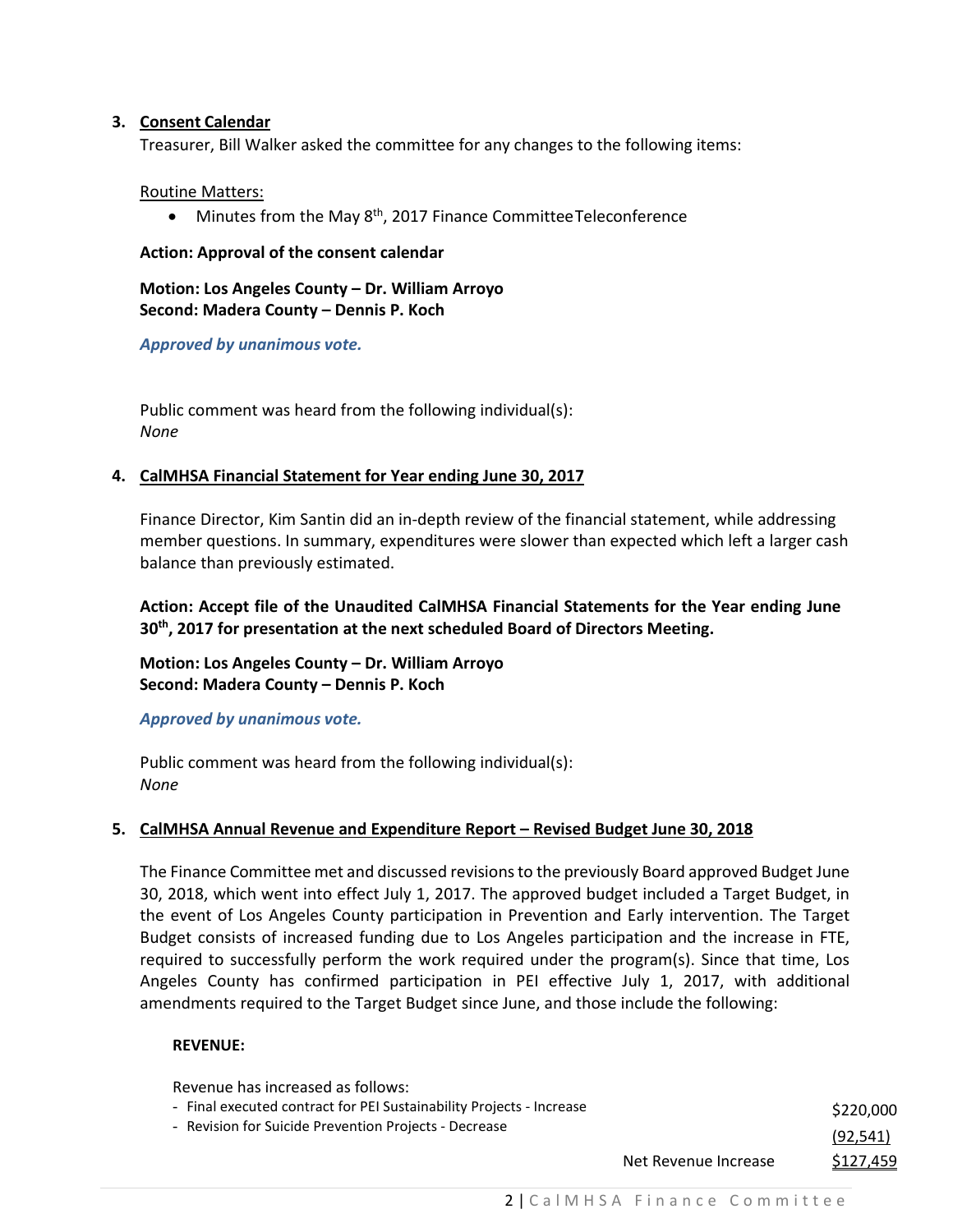3. **Consent Calendar**

Treasurer, Bill Walker asked the committee for any changes to the following items:

Routine Matters:

- Minutes from the May 8th, 2017 Finance Committee Teleconference

**Action: Approval of the consent calendar**

**Motion: Los Angeles County – Dr. William Arroyo**
**Second: Madera County – Dennis P. Koch**

***Approved by unanimous vote.***

Public comment was heard from the following individual(s):
*None*

4. **CalMHSA Financial Statement for Year ending June 30, 2017**

Finance Director, Kim Santin did an in-depth review of the financial statement, while addressing member questions. In summary, expenditures were slower than expected which left a larger cash balance than previously estimated.

**Action: Accept file of the Unaudited CalMHSA Financial Statements for the Year ending June 30th, 2017 for presentation at the next scheduled Board of Directors Meeting.**

**Motion: Los Angeles County – Dr. William Arroyo**
**Second: Madera County – Dennis P. Koch**

***Approved by unanimous vote.***

Public comment was heard from the following individual(s):
*None*

5. **CalMHSA Annual Revenue and Expenditure Report – Revised Budget June 30, 2018**

The Finance Committee met and discussed revisions to the previously Board approved Budget June 30, 2018, which went into effect July 1, 2017. The approved budget included a Target Budget, in the event of Los Angeles County participation in Prevention and Early intervention. The Target Budget consists of increased funding due to Los Angeles participation and the increase in FTE, required to successfully perform the work required under the program(s). Since that time, Los Angeles County has confirmed participation in PEI effective July 1, 2017, with additional amendments required to the Target Budget since June, and those include the following:

**REVENUE:**

Revenue has increased as follows:

| | |
|---|---|
| - Final executed contract for PEI Sustainability Projects - Increase | $220,000 |
| - Revision for Suicide Prevention Projects - Decrease | (92,541) |
| Net Revenue Increase | $127,459 |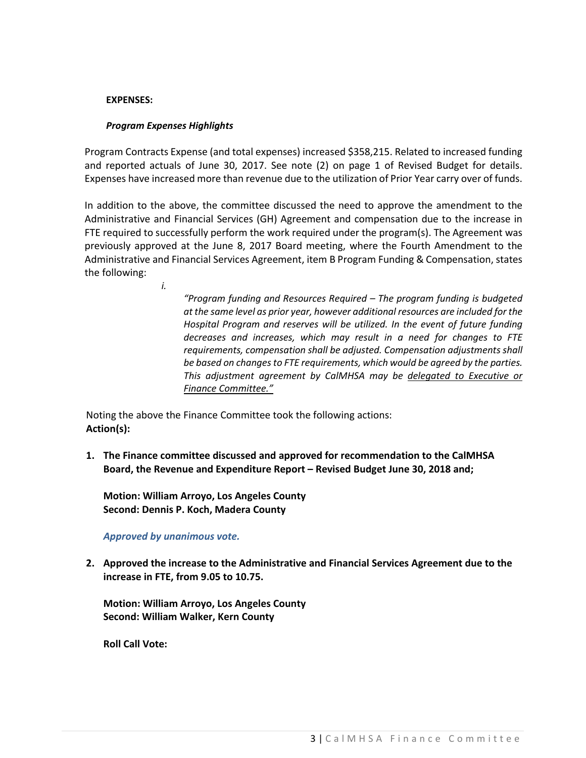**EXPENSES:**

***Program Expenses Highlights***

Program Contracts Expense (and total expenses) increased $358,215. Related to increased funding and reported actuals of June 30, 2017. See note (2) on page 1 of Revised Budget for details. Expenses have increased more than revenue due to the utilization of Prior Year carry over of funds.

In addition to the above, the committee discussed the need to approve the amendment to the Administrative and Financial Services (GH) Agreement and compensation due to the increase in FTE required to successfully perform the work required under the program(s). The Agreement was previously approved at the June 8, 2017 Board meeting, where the Fourth Amendment to the Administrative and Financial Services Agreement, item B Program Funding & Compensation, states the following:

*i.*

> *"Program funding and Resources Required – The program funding is budgeted at the same level as prior year, however additional resources are included for the Hospital Program and reserves will be utilized. In the event of future funding decreases and increases, which may result in a need for changes to FTE requirements, compensation shall be adjusted. Compensation adjustments shall be based on changes to FTE requirements, which would be agreed by the parties. This adjustment agreement by CalMHSA may be delegated to Executive or Finance Committee."*

Noting the above the Finance Committee took the following actions:
**Action(s):**

1. **The Finance committee discussed and approved for recommendation to the CalMHSA Board, the Revenue and Expenditure Report – Revised Budget June 30, 2018 and;**

   **Motion: William Arroyo, Los Angeles County**
   **Second: Dennis P. Koch, Madera County**

   ***Approved by unanimous vote.***

2. **Approved the increase to the Administrative and Financial Services Agreement due to the increase in FTE, from 9.05 to 10.75.**

   **Motion: William Arroyo, Los Angeles County**
   **Second: William Walker, Kern County**

   **Roll Call Vote:**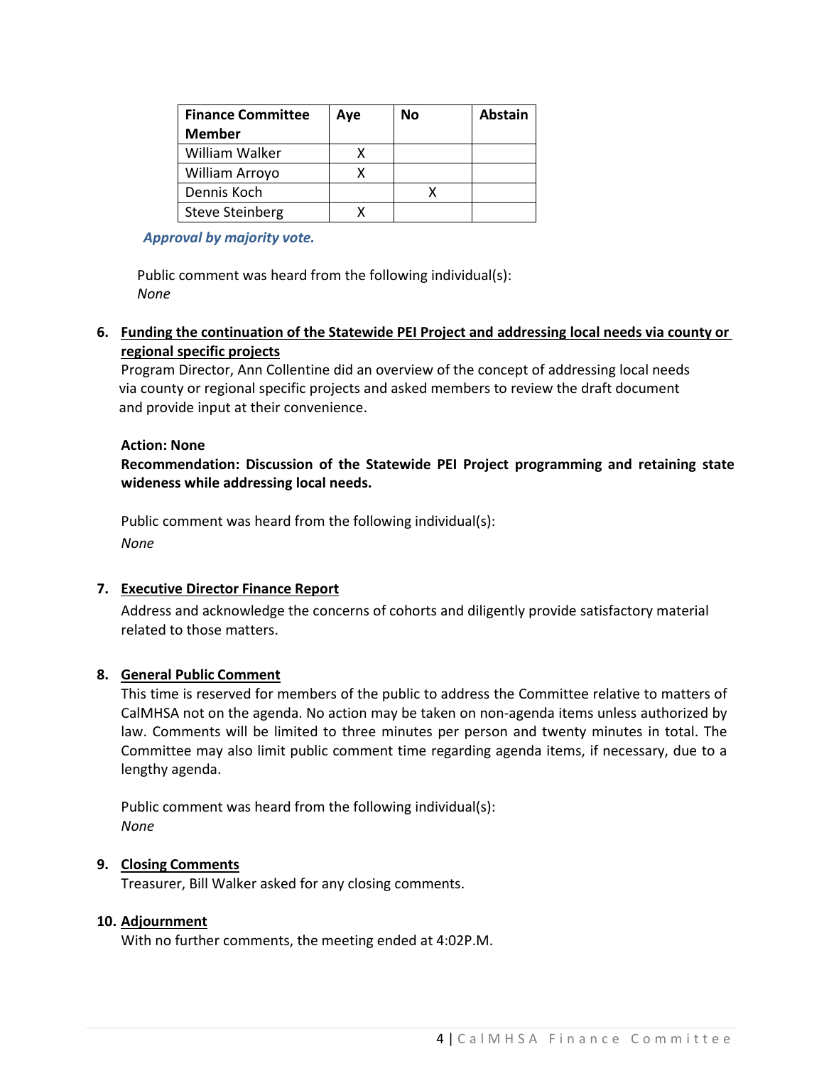| Finance Committee Member | Aye | No | Abstain |
|---|---|---|---|
| William Walker | X | | |
| William Arroyo | X | | |
| Dennis Koch | | X | |
| Steve Steinberg | X | | |

***Approval by majority vote.***

Public comment was heard from the following individual(s):
*None*

6. **Funding the continuation of the Statewide PEI Project and addressing local needs via county or regional specific projects**

   Program Director, Ann Collentine did an overview of the concept of addressing local needs via county or regional specific projects and asked members to review the draft document and provide input at their convenience.

   **Action: None**

   **Recommendation: Discussion of the Statewide PEI Project programming and retaining state wideness while addressing local needs.**

   Public comment was heard from the following individual(s):
   *None*

7. **Executive Director Finance Report**

   Address and acknowledge the concerns of cohorts and diligently provide satisfactory material related to those matters.

8. **General Public Comment**

   This time is reserved for members of the public to address the Committee relative to matters of CalMHSA not on the agenda. No action may be taken on non-agenda items unless authorized by law. Comments will be limited to three minutes per person and twenty minutes in total. The Committee may also limit public comment time regarding agenda items, if necessary, due to a lengthy agenda.

   Public comment was heard from the following individual(s):
   *None*

9. **Closing Comments**

   Treasurer, Bill Walker asked for any closing comments.

10. **Adjournment**

    With no further comments, the meeting ended at 4:02P.M.